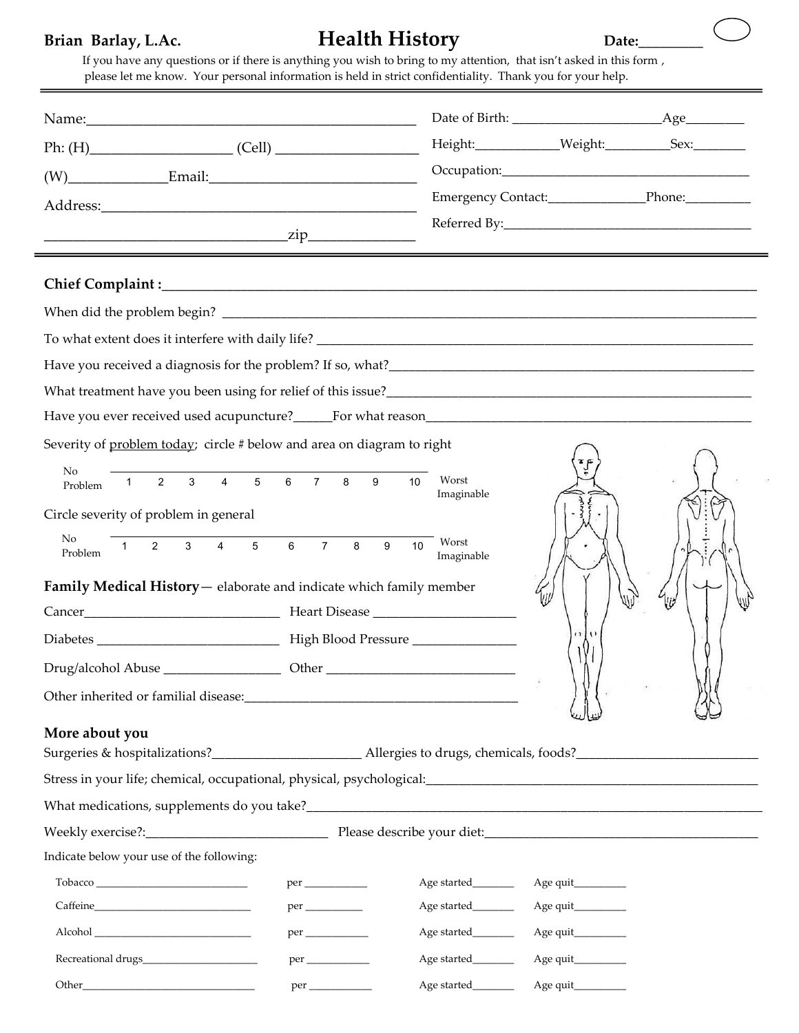**Brian Barlay, L.Ac.**

# Health History

**Date:**________

If you have any questions or if there is anything you wish to bring to my attention, that isn't asked in this form, please let me know. Your personal information is held in strict confidentiality. Thank you for your help.

---

Name:_______________________________________________

Ph: (H)____________________ (Cell) ____________________

(W)_____________Email:_____________________________

Address:____________________________________________

___________________________________zip______________

Date of Birth: ______________________Age________

Height:____________Weight:_________Sex:_______

Occupation:____________________________________

Emergency Contact:______________Phone:__________

Referred By:____________________________________

---

**Chief Complaint :**____________________________________________________________________

When did the problem begin? ____________________________________________________________

To what extent does it interfere with daily life? ____________________________________________

Have you received a diagnosis for the problem? If so, what?_________________________________

What treatment have you been using for relief of this issue?_________________________________

Have you ever received used acupuncture?______For what reason____________________________

Severity of problem today; circle # below and area on diagram to right

No Problem 1 2 3 4 5 6 7 8 9 10 Worst Imaginable

Circle severity of problem in general

No Problem 1 2 3 4 5 6 7 8 9 10 Worst Imaginable

**Family Medical History**— elaborate and indicate which family member

Cancer_____________________________ Heart Disease _____________________

Diabetes ___________________________ High Blood Pressure _______________

Drug/alcohol Abuse _________________ Other ____________________________

Other inherited or familial disease:_______________________________________

## More about you

Surgeries & hospitalizations?______________________ Allergies to drugs, chemicals, foods?___________________________

Stress in your life; chemical, occupational, physical, psychological:__________________________________________________

What medications, supplements do you take?_____________________________________________________________________

Weekly exercise?:___________________________ Please describe your diet:_________________________________________

Indicate below your use of the following:

Tobacco ___________________________ per ___________ Age started_______ Age quit_________

Caffeine___________________________ per __________ Age started_______ Age quit_________

Alcohol ___________________________ per ___________ Age started_______ Age quit_________

Recreational drugs_____________________ per ___________ Age started_______ Age quit_________

Other______________________________ per ___________ Age started_______ Age quit_________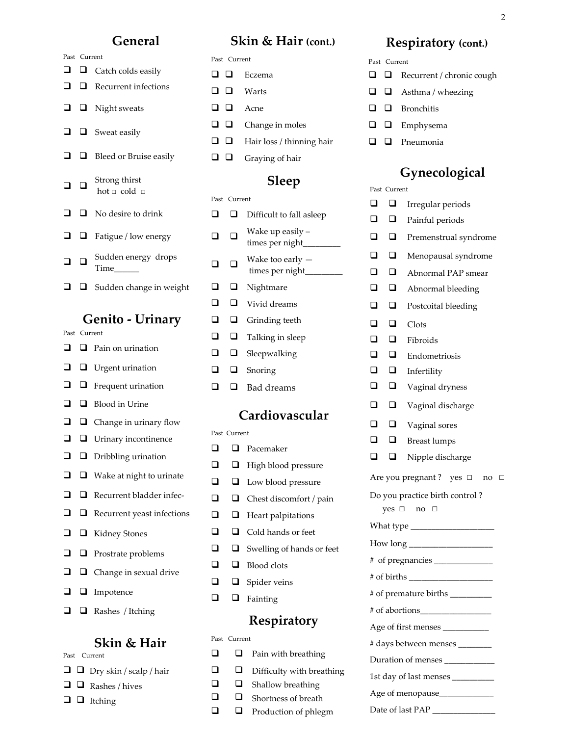## General

Past Current

- ☐ ☐ Catch colds easily
- ☐ ☐ Recurrent infections
- ☐ ☐ Night sweats
- ☐ ☐ Sweat easily
- ☐ ☐ Bleed or Bruise easily
- ☐ ☐ Strong thirst hot □ cold □
- ☐ ☐ No desire to drink
- ☐ ☐ Fatigue / low energy
- ☐ ☐ Sudden energy drops Time______
- ☐ ☐ Sudden change in weight

## Genito - Urinary

Past Current

- ☐ ☐ Pain on urination
- ☐ ☐ Urgent urination
- ☐ ☐ Frequent urination
- ☐ ☐ Blood in Urine
- ☐ ☐ Change in urinary flow
- ☐ ☐ Urinary incontinence
- ☐ ☐ Dribbling urination
- ☐ ☐ Wake at night to urinate
- ☐ ☐ Recurrent bladder infec-
- ☐ ☐ Recurrent yeast infections
- ☐ ☐ Kidney Stones
- ☐ ☐ Prostrate problems
- ☐ ☐ Change in sexual drive
- ☐ ☐ Impotence
- ☐ ☐ Rashes / Itching

## Skin & Hair

Past Current

- ☐ ☐ Dry skin / scalp / hair
- ☐ ☐ Rashes / hives
- ☐ ☐ Itching

## Skin & Hair (cont.)

Past Current

- ☐ ☐ Eczema
- ☐ ☐ Warts
- ☐ ☐ Acne
- ☐ ☐ Change in moles
- ☐ ☐ Hair loss / thinning hair
- ☐ ☐ Graying of hair

## Sleep

Past Current

- ☐ ☐ Difficult to fall asleep
- ☐ ☐ Wake up easily – times per night_________
- ☐ ☐ Wake too early — times per night_________
- ☐ ☐ Nightmare
- ☐ ☐ Vivid dreams
- ☐ ☐ Grinding teeth
- ☐ ☐ Talking in sleep
- ☐ ☐ Sleepwalking
- ☐ ☐ Snoring
- ☐ ☐ Bad dreams

## Cardiovascular

Past Current

- ☐ ☐ Pacemaker
- ☐ ☐ High blood pressure
- ☐ ☐ Low blood pressure
- ☐ ☐ Chest discomfort / pain
- ☐ ☐ Heart palpitations
- ☐ ☐ Cold hands or feet
- ☐ ☐ Swelling of hands or feet
- ☐ ☐ Blood clots
- ☐ ☐ Spider veins
- ☐ ☐ Fainting

## Respiratory

Past Current

- ☐ ☐ Pain with breathing
- ☐ ☐ Difficulty with breathing
- ☐ ☐ Shallow breathing
- ☐ ☐ Shortness of breath
- ☐ ☐ Production of phlegm

## Respiratory (cont.)

Past Current

- ☐ ☐ Recurrent / chronic cough
- ☐ ☐ Asthma / wheezing
- ☐ ☐ Bronchitis
- ☐ ☐ Emphysema
- ☐ ☐ Pneumonia

## Gynecological

Past Current

- ☐ ☐ Irregular periods
- ☐ ☐ Painful periods
- ☐ ☐ Premenstrual syndrome
- ☐ ☐ Menopausal syndrome
- ☐ ☐ Abnormal PAP smear
- ☐ ☐ Abnormal bleeding
- ☐ ☐ Postcoital bleeding
- ☐ ☐ Clots
- ☐ ☐ Fibroids
- ☐ ☐ Endometriosis
- ☐ ☐ Infertility
- ☐ ☐ Vaginal dryness
- ☐ ☐ Vaginal discharge
- ☐ ☐ Vaginal sores
- ☐ ☐ Breast lumps
- ☐ ☐ Nipple discharge

Are you pregnant ? yes □ no □

Do you practice birth control ? yes □ no □

What type ____________________

How long ____________________

# of pregnancies ______________

# of births ____________________

# of premature births __________

# of abortions_________________

Age of first menses ___________

# days between menses ________

Duration of menses ____________

1st day of last menses __________

Age of menopause_____________

Date of last PAP _______________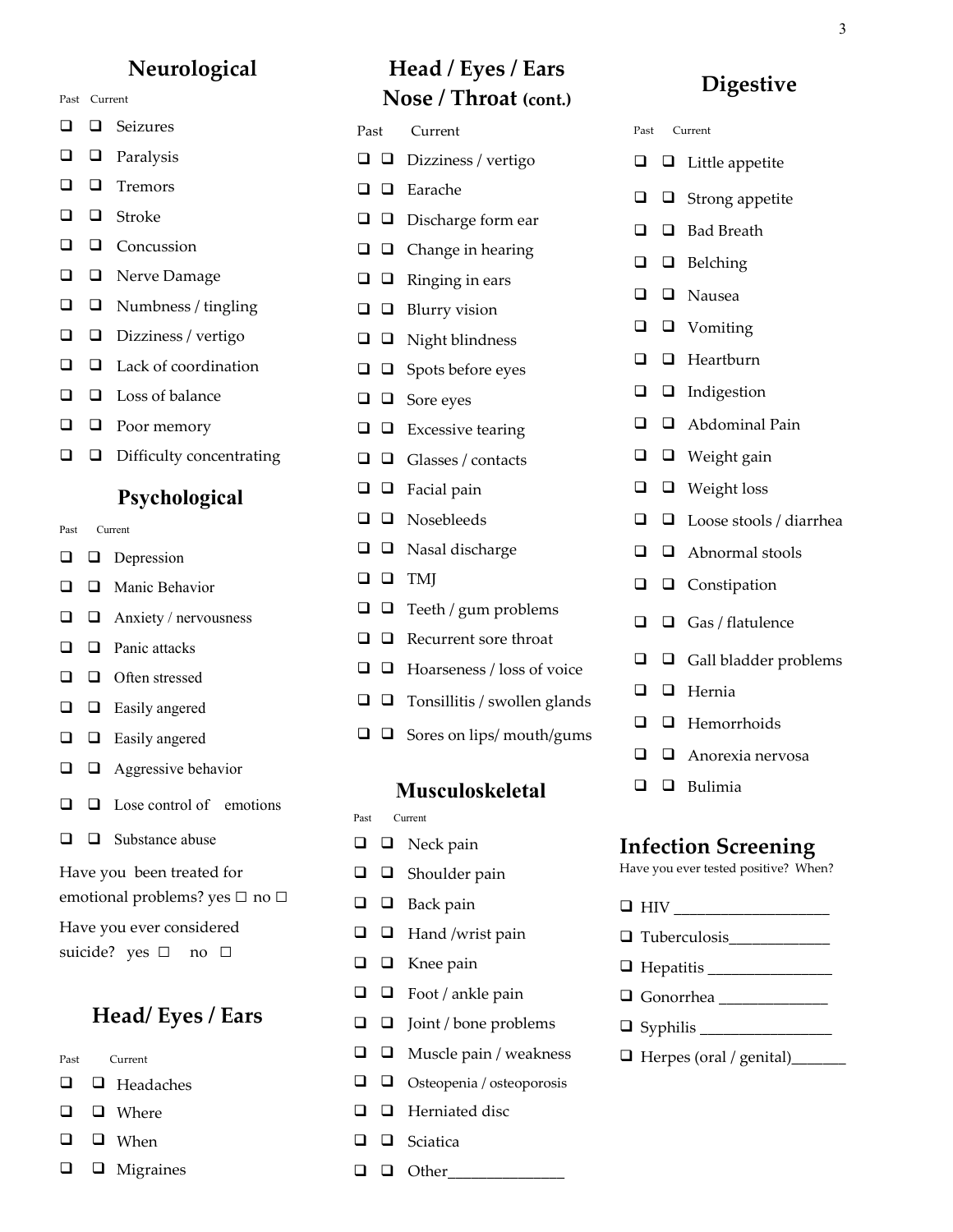## Neurological

Past Current

- ❑ ❑ Seizures
- ❑ ❑ Paralysis
- ❑ ❑ Tremors
- ❑ ❑ Stroke
- ❑ ❑ Concussion
- ❑ ❑ Nerve Damage
- ❑ ❑ Numbness / tingling
- ❑ ❑ Dizziness / vertigo
- ❑ ❑ Lack of coordination
- ❑ ❑ Loss of balance
- ❑ ❑ Poor memory
- ❑ ❑ Difficulty concentrating

## Psychological

Past Current

- ❑ ❑ Depression
- ❑ ❑ Manic Behavior
- ❑ ❑ Anxiety / nervousness
- ❑ ❑ Panic attacks
- ❑ ❑ Often stressed
- ❑ ❑ Easily angered
- ❑ ❑ Easily angered
- ❑ ❑ Aggressive behavior
- ❑ ❑ Lose control of emotions
- ❑ ❑ Substance abuse

Have you been treated for emotional problems? yes ☐ no ☐

Have you ever considered suicide? yes ☐ no ☐

## Head/ Eyes / Ears

Past Current

- ❑ ❑ Headaches
- ❑ ❑ Where
- ❑ ❑ When
- ❑ ❑ Migraines

## Head / Eyes / Ears Nose / Throat (cont.)

Past Current

- ❑ ❑ Dizziness / vertigo
- ❑ ❑ Earache
- ❑ ❑ Discharge form ear
- ❑ ❑ Change in hearing
- ❑ ❑ Ringing in ears
- ❑ ❑ Blurry vision
- ❑ ❑ Night blindness
- ❑ ❑ Spots before eyes
- ❑ ❑ Sore eyes
- ❑ ❑ Excessive tearing
- ❑ ❑ Glasses / contacts
- ❑ ❑ Facial pain
- ❑ ❑ Nosebleeds
- ❑ ❑ Nasal discharge
- ❑ ❑ TMJ
- ❑ ❑ Teeth / gum problems
- ❑ ❑ Recurrent sore throat
- ❑ ❑ Hoarseness / loss of voice
- ❑ ❑ Tonsillitis / swollen glands
- ❑ ❑ Sores on lips/ mouth/gums

## Musculoskeletal

Past Current

- ❑ ❑ Neck pain
- ❑ ❑ Shoulder pain
- ❑ ❑ Back pain
- ❑ ❑ Hand /wrist pain
- ❑ ❑ Knee pain
- ❑ ❑ Foot / ankle pain
- ❑ ❑ Joint / bone problems
- ❑ ❑ Muscle pain / weakness
- ❑ ❑ Osteopenia / osteoporosis
- ❑ ❑ Herniated disc
- ❑ ❑ Sciatica
- ❑ ❑ Other______________

## Digestive

Past Current

- ❑ ❑ Little appetite
- ❑ ❑ Strong appetite
- ❑ ❑ Bad Breath
- ❑ ❑ Belching
- ❑ ❑ Nausea
- ❑ ❑ Vomiting
- ❑ ❑ Heartburn
- ❑ ❑ Indigestion
- ❑ ❑ Abdominal Pain
- ❑ ❑ Weight gain
- ❑ ❑ Weight loss
- ❑ ❑ Loose stools / diarrhea
- ❑ ❑ Abnormal stools
- ❑ ❑ Constipation
- ❑ ❑ Gas / flatulence
- ❑ ❑ Gall bladder problems
- ❑ ❑ Hernia
- ❑ ❑ Hemorrhoids
- ❑ ❑ Anorexia nervosa
- ❑ ❑ Bulimia

## Infection Screening

Have you ever tested positive? When?

- ❑ HIV ___________________
- ❑ Tuberculosis____________
- ❑ Hepatitis _______________
- ❑ Gonorrhea _____________
- ❑ Syphilis ________________
- ❑ Herpes (oral / genital)_______